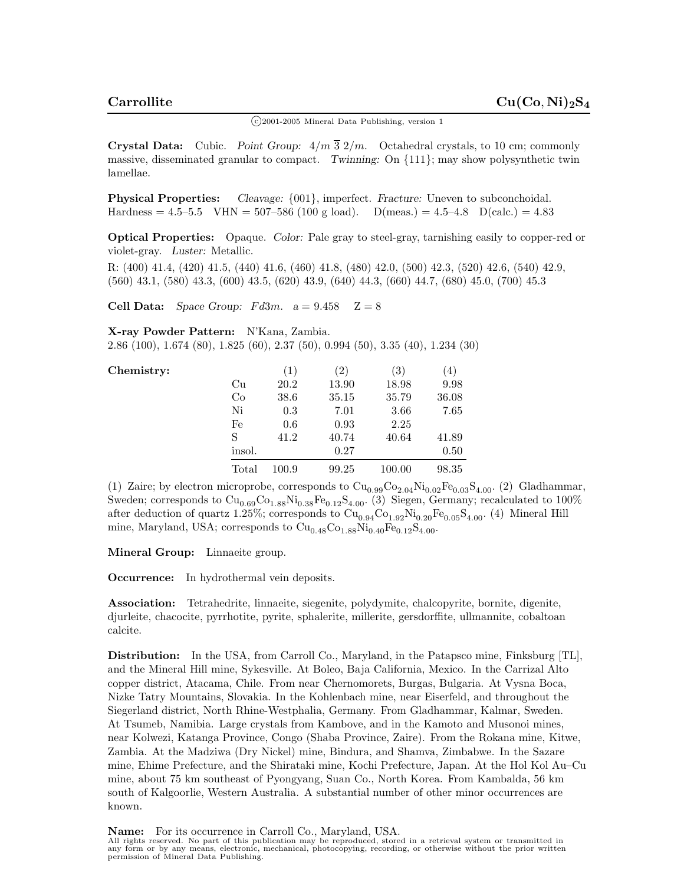# Carrollite $Cu(Co, Ni)_2S_4$

©2001-2005 Mineral Data Publishing, version 1

**Crystal Data:** Cubic. *Point Group:* $4/m\ \overline{3}\ 2/m$. Octahedral crystals, to 10 cm; commonly massive, disseminated granular to compact. *Twinning:* On {111}; may show polysynthetic twin lamellae.

**Physical Properties:** *Cleavage:* {001}, imperfect. *Fracture:* Uneven to subconchoidal. Hardness = 4.5–5.5 VHN = 507–586 (100 g load). D(meas.) = 4.5–4.8 D(calc.) = 4.83

**Optical Properties:** Opaque. *Color:* Pale gray to steel-gray, tarnishing easily to copper-red or violet-gray. *Luster:* Metallic.

R: (400) 41.4, (420) 41.5, (440) 41.6, (460) 41.8, (480) 42.0, (500) 42.3, (520) 42.6, (540) 42.9, (560) 43.1, (580) 43.3, (600) 43.5, (620) 43.9, (640) 44.3, (660) 44.7, (680) 45.0, (700) 45.3

**Cell Data:** *Space Group:* $Fd3m$. a = 9.458 Z = 8

**X-ray Powder Pattern:** N'Kana, Zambia.
2.86 (100), 1.674 (80), 1.825 (60), 2.37 (50), 0.994 (50), 3.35 (40), 1.234 (30)

**Chemistry:**

| | (1) | (2) | (3) | (4) |
|---|---|---|---|---|
| Cu | 20.2 | 13.90 | 18.98 | 9.98 |
| Co | 38.6 | 35.15 | 35.79 | 36.08 |
| Ni | 0.3 | 7.01 | 3.66 | 7.65 |
| Fe | 0.6 | 0.93 | 2.25 | |
| S | 41.2 | 40.74 | 40.64 | 41.89 |
| insol. | | 0.27 | | 0.50 |
| Total | 100.9 | 99.25 | 100.00 | 98.35 |

(1) Zaire; by electron microprobe, corresponds to $Cu_{0.99}Co_{2.04}Ni_{0.02}Fe_{0.03}S_{4.00}$. (2) Gladhammar, Sweden; corresponds to $Cu_{0.69}Co_{1.88}Ni_{0.38}Fe_{0.12}S_{4.00}$. (3) Siegen, Germany; recalculated to 100% after deduction of quartz 1.25%; corresponds to $Cu_{0.94}Co_{1.92}Ni_{0.20}Fe_{0.05}S_{4.00}$. (4) Mineral Hill mine, Maryland, USA; corresponds to $Cu_{0.48}Co_{1.88}Ni_{0.40}Fe_{0.12}S_{4.00}$.

**Mineral Group:** Linnaeite group.

**Occurrence:** In hydrothermal vein deposits.

**Association:** Tetrahedrite, linnaeite, siegenite, polydymite, chalcopyrite, bornite, digenite, djurleite, chacocite, pyrrhotite, pyrite, sphalerite, millerite, gersdorffite, ullmannite, cobaltoan calcite.

**Distribution:** In the USA, from Carroll Co., Maryland, in the Patapsco mine, Finksburg [TL], and the Mineral Hill mine, Sykesville. At Boleo, Baja California, Mexico. In the Carrizal Alto copper district, Atacama, Chile. From near Chernomorets, Burgas, Bulgaria. At Vysna Boca, Nizke Tatry Mountains, Slovakia. In the Kohlenbach mine, near Eiserfeld, and throughout the Siegerland district, North Rhine-Westphalia, Germany. From Gladhammar, Kalmar, Sweden. At Tsumeb, Namibia. Large crystals from Kambove, and in the Kamoto and Musonoi mines, near Kolwezi, Katanga Province, Congo (Shaba Province, Zaire). From the Rokana mine, Kitwe, Zambia. At the Madziwa (Dry Nickel) mine, Bindura, and Shamva, Zimbabwe. In the Sazare mine, Ehime Prefecture, and the Shirataki mine, Kochi Prefecture, Japan. At the Hol Kol Au–Cu mine, about 75 km southeast of Pyongyang, Suan Co., North Korea. From Kambalda, 56 km south of Kalgoorlie, Western Australia. A substantial number of other minor occurrences are known.

**Name:** For its occurrence in Carroll Co., Maryland, USA.

All rights reserved. No part of this publication may be reproduced, stored in a retrieval system or transmitted in any form or by any means, electronic, mechanical, photocopying, recording, or otherwise without the prior written permission of Mineral Data Publishing.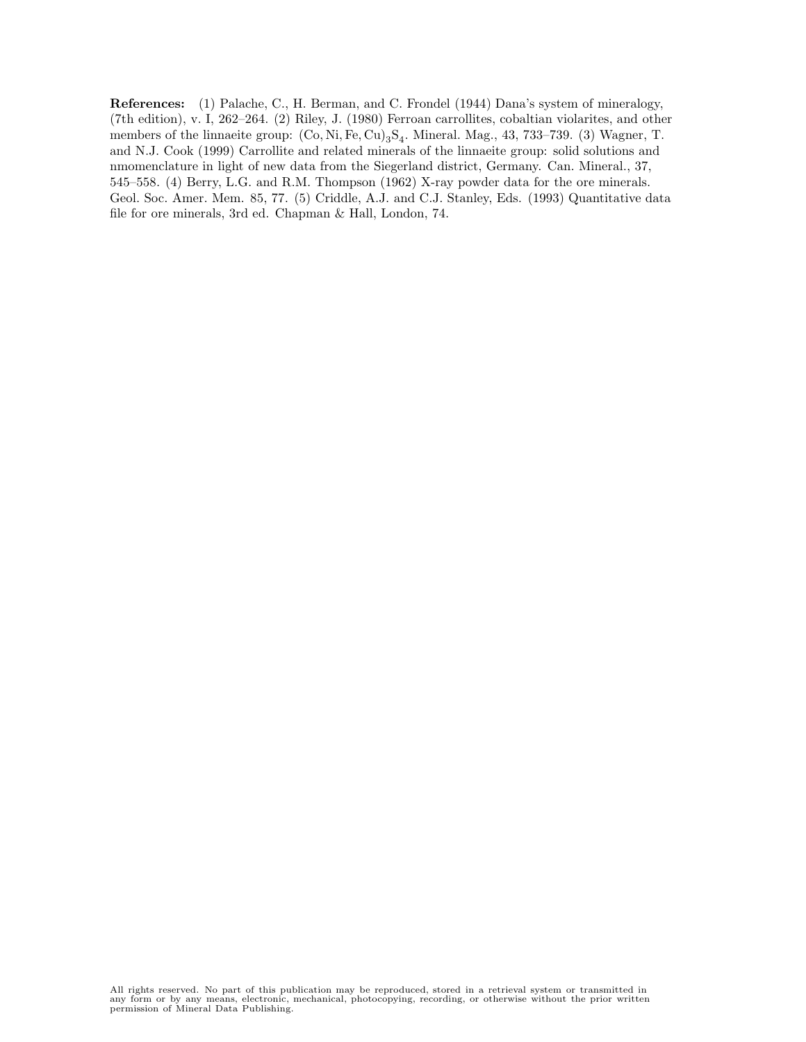**References:** (1) Palache, C., H. Berman, and C. Frondel (1944) Dana's system of mineralogy, (7th edition), v. I, 262–264. (2) Riley, J. (1980) Ferroan carrollites, cobaltian violarites, and other members of the linnaeite group: $(Co, Ni, Fe, Cu)_3S_4$. Mineral. Mag., 43, 733–739. (3) Wagner, T. and N.J. Cook (1999) Carrollite and related minerals of the linnaeite group: solid solutions and nmomenclature in light of new data from the Siegerland district, Germany. Can. Mineral., 37, 545–558. (4) Berry, L.G. and R.M. Thompson (1962) X-ray powder data for the ore minerals. Geol. Soc. Amer. Mem. 85, 77. (5) Criddle, A.J. and C.J. Stanley, Eds. (1993) Quantitative data file for ore minerals, 3rd ed. Chapman & Hall, London, 74.

All rights reserved. No part of this publication may be reproduced, stored in a retrieval system or transmitted in any form or by any means, electronic, mechanical, photocopying, recording, or otherwise without the prior written permission of Mineral Data Publishing.